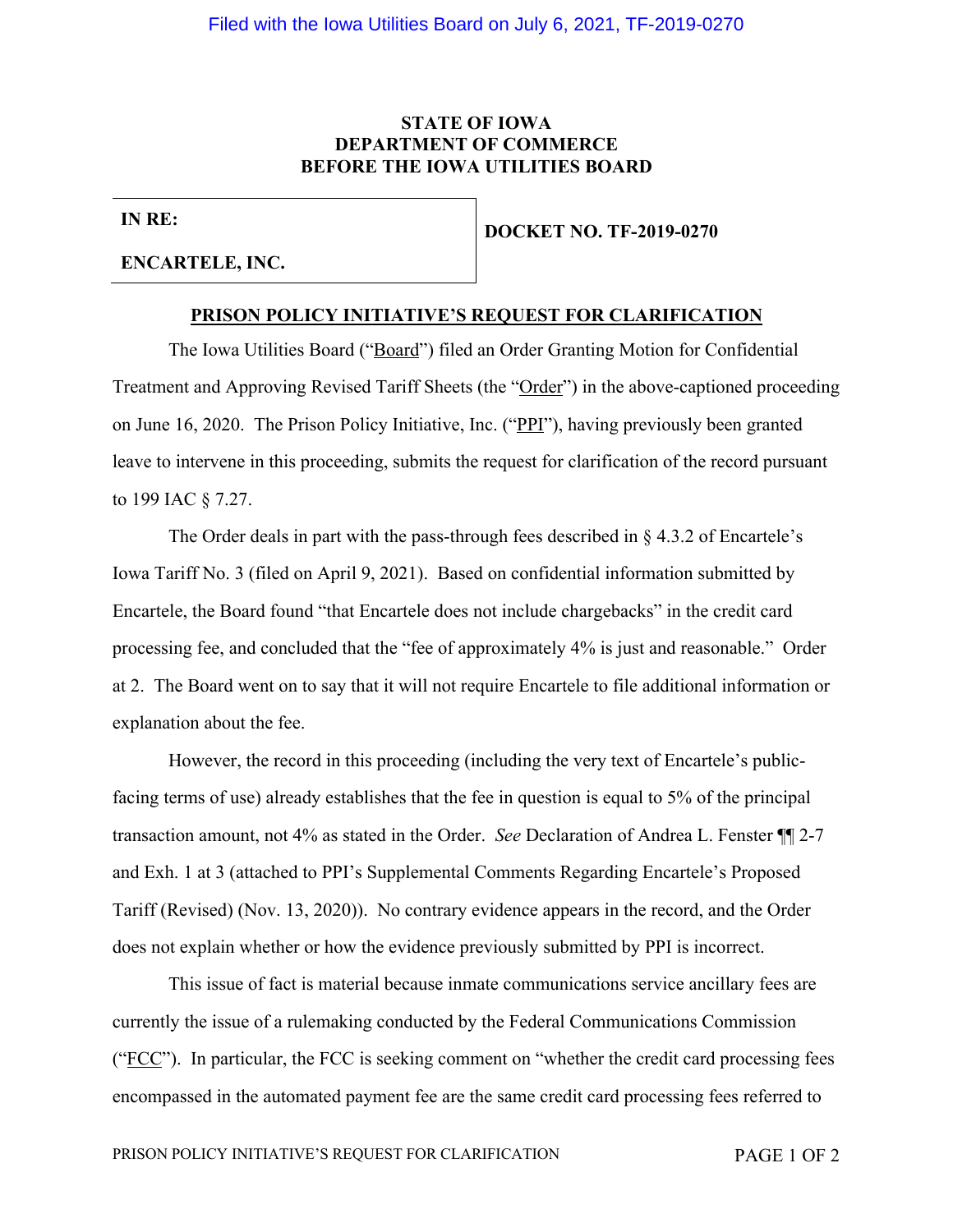**STATE OF IOWA**
**DEPARTMENT OF COMMERCE**
**BEFORE THE IOWA UTILITIES BOARD**

| **IN RE:** <br><br> **ENCARTELE, INC.** | **DOCKET NO. TF-2019-0270** |
|---|---|

## PRISON POLICY INITIATIVE'S REQUEST FOR CLARIFICATION

The Iowa Utilities Board ("Board") filed an Order Granting Motion for Confidential Treatment and Approving Revised Tariff Sheets (the "Order") in the above-captioned proceeding on June 16, 2020. The Prison Policy Initiative, Inc. ("PPI"), having previously been granted leave to intervene in this proceeding, submits the request for clarification of the record pursuant to 199 IAC § 7.27.

The Order deals in part with the pass-through fees described in § 4.3.2 of Encartele's Iowa Tariff No. 3 (filed on April 9, 2021). Based on confidential information submitted by Encartele, the Board found "that Encartele does not include chargebacks" in the credit card processing fee, and concluded that the "fee of approximately 4% is just and reasonable." Order at 2. The Board went on to say that it will not require Encartele to file additional information or explanation about the fee.

However, the record in this proceeding (including the very text of Encartele's public-facing terms of use) already establishes that the fee in question is equal to 5% of the principal transaction amount, not 4% as stated in the Order. *See* Declaration of Andrea L. Fenster ¶¶ 2-7 and Exh. 1 at 3 (attached to PPI's Supplemental Comments Regarding Encartele's Proposed Tariff (Revised) (Nov. 13, 2020)). No contrary evidence appears in the record, and the Order does not explain whether or how the evidence previously submitted by PPI is incorrect.

This issue of fact is material because inmate communications service ancillary fees are currently the issue of a rulemaking conducted by the Federal Communications Commission ("FCC"). In particular, the FCC is seeking comment on "whether the credit card processing fees encompassed in the automated payment fee are the same credit card processing fees referred to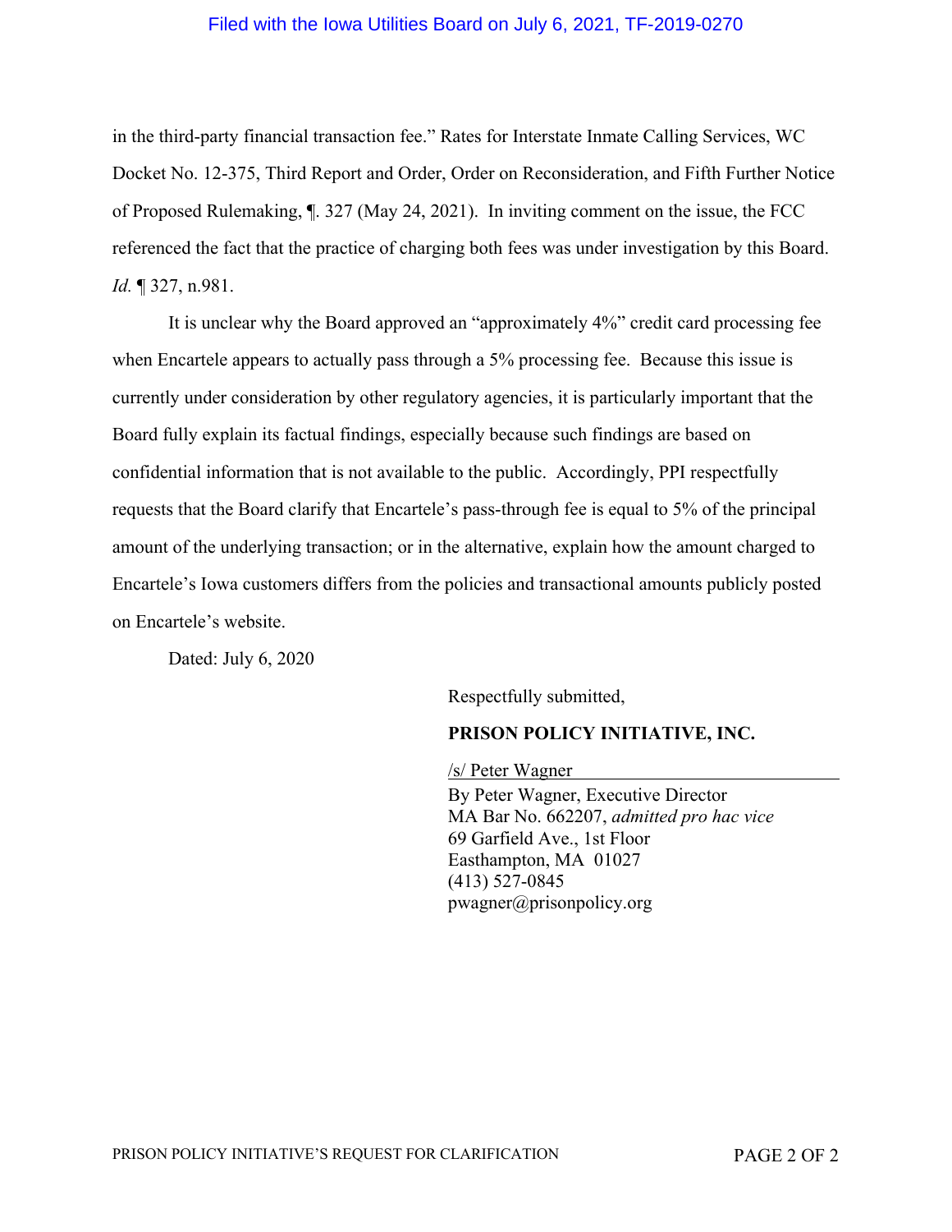in the third-party financial transaction fee." Rates for Interstate Inmate Calling Services, WC Docket No. 12-375, Third Report and Order, Order on Reconsideration, and Fifth Further Notice of Proposed Rulemaking, ¶. 327 (May 24, 2021). In inviting comment on the issue, the FCC referenced the fact that the practice of charging both fees was under investigation by this Board. *Id.* ¶ 327, n.981.

It is unclear why the Board approved an "approximately 4%" credit card processing fee when Encartele appears to actually pass through a 5% processing fee. Because this issue is currently under consideration by other regulatory agencies, it is particularly important that the Board fully explain its factual findings, especially because such findings are based on confidential information that is not available to the public. Accordingly, PPI respectfully requests that the Board clarify that Encartele's pass-through fee is equal to 5% of the principal amount of the underlying transaction; or in the alternative, explain how the amount charged to Encartele's Iowa customers differs from the policies and transactional amounts publicly posted on Encartele's website.

Dated: July 6, 2020

Respectfully submitted,

**PRISON POLICY INITIATIVE, INC.**

/s/ Peter Wagner

By Peter Wagner, Executive Director
MA Bar No. 662207, *admitted pro hac vice*
69 Garfield Ave., 1st Floor
Easthampton, MA 01027
(413) 527-0845
pwagner@prisonpolicy.org